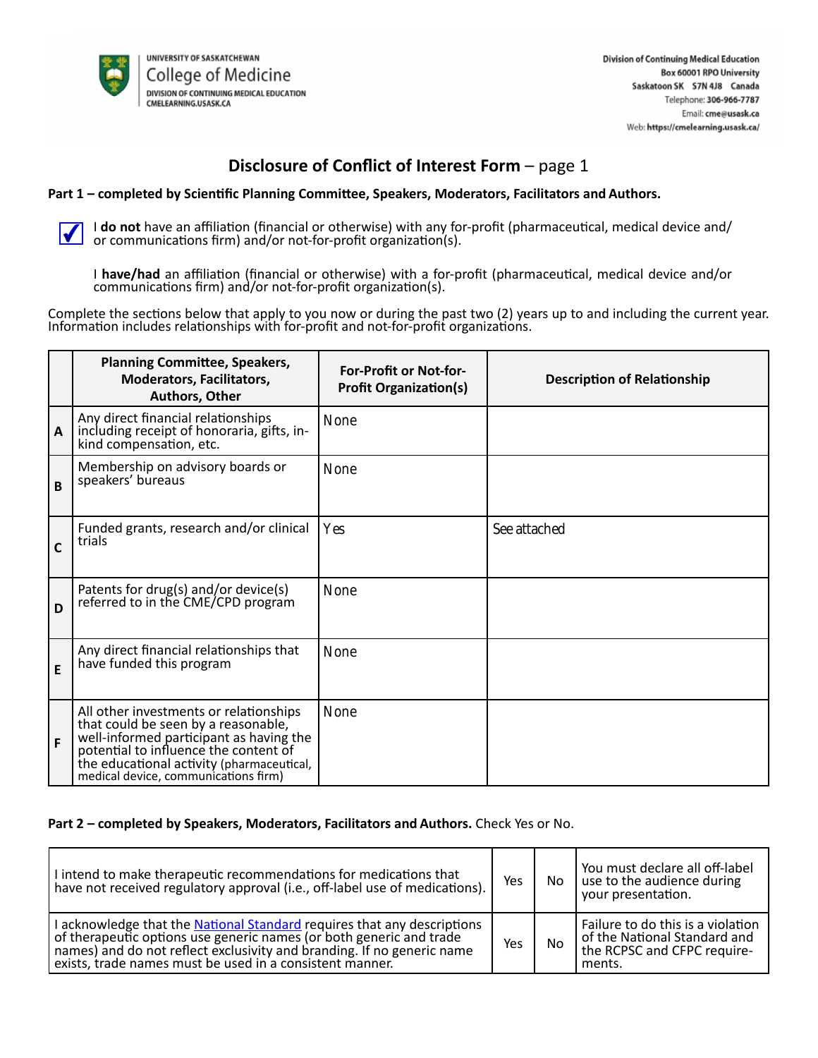UNIVERSITY OF SASKATCHEWAN
College of Medicine
DIVISION OF CONTINUING MEDICAL EDUCATION
CMELEARNING.USASK.CA

Division of Continuing Medical Education
Box 60001 RPO University
Saskatoon SK S7N 4J8 Canada
Telephone: 306-966-7787
Email: cme@usask.ca
Web: https://cmelearning.usask.ca/

# Disclosure of Conflict of Interest Form – page 1

**Part 1 – completed by Scientific Planning Committee, Speakers, Moderators, Facilitators and Authors.**

- [x] I **do not** have an affiliation (financial or otherwise) with any for-profit (pharmaceutical, medical device and/or communications firm) and/or not-for-profit organization(s).

- [ ] I **have/had** an affiliation (financial or otherwise) with a for-profit (pharmaceutical, medical device and/or communications firm) and/or not-for-profit organization(s).

Complete the sections below that apply to you now or during the past two (2) years up to and including the current year. Information includes relationships with for-profit and not-for-profit organizations.

| | **Planning Committee, Speakers, Moderators, Facilitators, Authors, Other** | **For-Profit or Not-for-Profit Organization(s)** | **Description of Relationship** |
|---|---|---|---|
| **A** | Any direct financial relationships including receipt of honoraria, gifts, in-kind compensation, etc. | None | |
| **B** | Membership on advisory boards or speakers' bureaus | None | |
| **C** | Funded grants, research and/or clinical trials | Yes | See attached |
| **D** | Patents for drug(s) and/or device(s) referred to in the CME/CPD program | None | |
| **E** | Any direct financial relationships that have funded this program | None | |
| **F** | All other investments or relationships that could be seen by a reasonable, well-informed participant as having the potential to influence the content of the educational activity (pharmaceutical, medical device, communications firm) | None | |

**Part 2 – completed by Speakers, Moderators, Facilitators and Authors.** Check Yes or No.

| | | | |
|---|---|---|---|
| I intend to make therapeutic recommendations for medications that have not received regulatory approval (i.e., off-label use of medications). | Yes | No | You must declare all off-label use to the audience during your presentation. |
| I acknowledge that the National Standard requires that any descriptions of therapeutic options use generic names (or both generic and trade names) and do not reflect exclusivity and branding. If no generic name exists, trade names must be used in a consistent manner. | Yes | No | Failure to do this is a violation of the National Standard and the RCPSC and CFPC requirements. |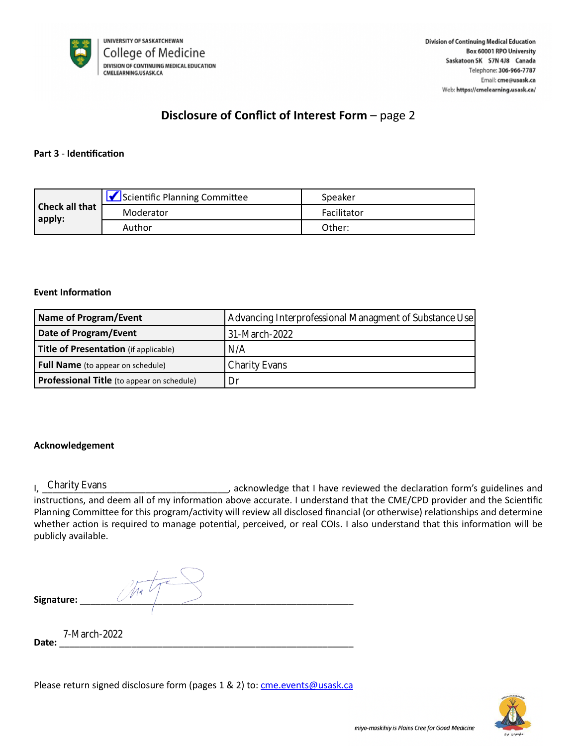UNIVERSITY OF SASKATCHEWAN
College of Medicine
DIVISION OF CONTINUING MEDICAL EDUCATION
CMELEARNING.USASK.CA

Division of Continuing Medical Education
Box 60001 RPO University
Saskatoon SK S7N 4J8 Canada
Telephone: 306-966-7787
Email: cme@usask.ca
Web: https://cmelearning.usask.ca/

# Disclosure of Conflict of Interest Form – page 2

**Part 3 - Identification**

| **Check all that apply:** | ☑ Scientific Planning Committee | Speaker |
|---|---|---|
| | Moderator | Facilitator |
| | Author | Other: |

**Event Information**

| **Name of Program/Event** | Advancing Interprofessional Managment of Substance Use |
|---|---|
| **Date of Program/Event** | 31-March-2022 |
| **Title of Presentation** (if applicable) | N/A |
| **Full Name** (to appear on schedule) | Charity Evans |
| **Professional Title** (to appear on schedule) | Dr |

**Acknowledgement**

I, Charity Evans, acknowledge that I have reviewed the declaration form's guidelines and instructions, and deem all of my information above accurate. I understand that the CME/CPD provider and the Scientific Planning Committee for this program/activity will review all disclosed financial (or otherwise) relationships and determine whether action is required to manage potential, perceived, or real COIs. I also understand that this information will be publicly available.

**Signature:** [signature]

**Date:** 7-March-2022

Please return signed disclosure form (pages 1 & 2) to: cme.events@usask.ca

*miyo-maskihiy is Plains Cree for Good Medicine*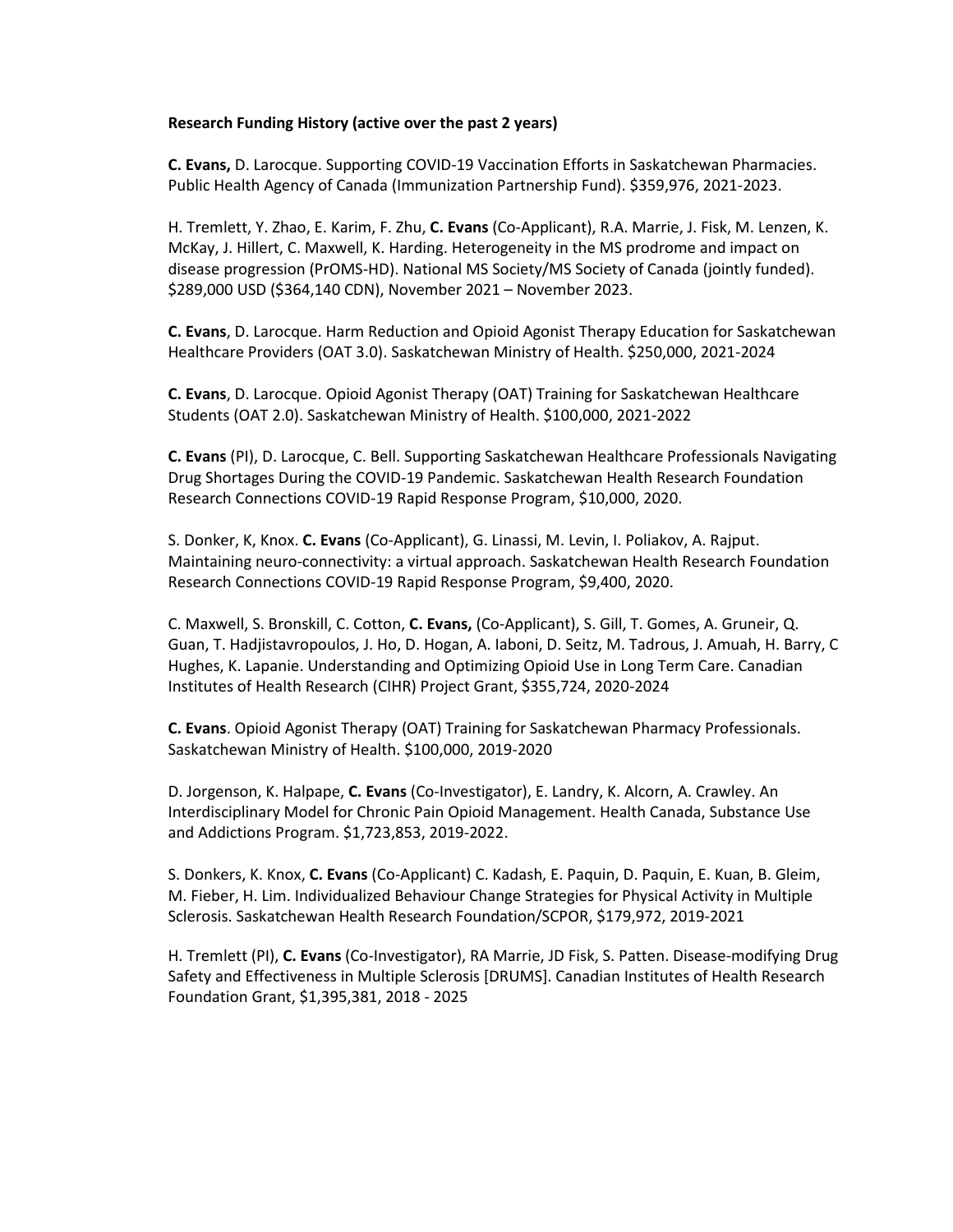**Research Funding History (active over the past 2 years)**

**C. Evans,** D. Larocque. Supporting COVID-19 Vaccination Efforts in Saskatchewan Pharmacies. Public Health Agency of Canada (Immunization Partnership Fund). $359,976, 2021-2023.

H. Tremlett, Y. Zhao, E. Karim, F. Zhu, **C. Evans** (Co-Applicant), R.A. Marrie, J. Fisk, M. Lenzen, K. McKay, J. Hillert, C. Maxwell, K. Harding. Heterogeneity in the MS prodrome and impact on disease progression (PrOMS-HD). National MS Society/MS Society of Canada (jointly funded). $289,000 USD ($364,140 CDN), November 2021 – November 2023.

**C. Evans**, D. Larocque. Harm Reduction and Opioid Agonist Therapy Education for Saskatchewan Healthcare Providers (OAT 3.0). Saskatchewan Ministry of Health. $250,000, 2021-2024

**C. Evans**, D. Larocque. Opioid Agonist Therapy (OAT) Training for Saskatchewan Healthcare Students (OAT 2.0). Saskatchewan Ministry of Health. $100,000, 2021-2022

**C. Evans** (PI), D. Larocque, C. Bell. Supporting Saskatchewan Healthcare Professionals Navigating Drug Shortages During the COVID-19 Pandemic. Saskatchewan Health Research Foundation Research Connections COVID-19 Rapid Response Program, $10,000, 2020.

S. Donker, K, Knox. **C. Evans** (Co-Applicant), G. Linassi, M. Levin, I. Poliakov, A. Rajput. Maintaining neuro-connectivity: a virtual approach. Saskatchewan Health Research Foundation Research Connections COVID-19 Rapid Response Program, $9,400, 2020.

C. Maxwell, S. Bronskill, C. Cotton, **C. Evans,** (Co-Applicant), S. Gill, T. Gomes, A. Gruneir, Q. Guan, T. Hadjistavropoulos, J. Ho, D. Hogan, A. Iaboni, D. Seitz, M. Tadrous, J. Amuah, H. Barry, C Hughes, K. Lapanie. Understanding and Optimizing Opioid Use in Long Term Care. Canadian Institutes of Health Research (CIHR) Project Grant, $355,724, 2020-2024

**C. Evans**. Opioid Agonist Therapy (OAT) Training for Saskatchewan Pharmacy Professionals. Saskatchewan Ministry of Health. $100,000, 2019-2020

D. Jorgenson, K. Halpape, **C. Evans** (Co-Investigator), E. Landry, K. Alcorn, A. Crawley. An Interdisciplinary Model for Chronic Pain Opioid Management. Health Canada, Substance Use and Addictions Program. $1,723,853, 2019-2022.

S. Donkers, K. Knox, **C. Evans** (Co-Applicant) C. Kadash, E. Paquin, D. Paquin, E. Kuan, B. Gleim, M. Fieber, H. Lim. Individualized Behaviour Change Strategies for Physical Activity in Multiple Sclerosis. Saskatchewan Health Research Foundation/SCPOR, $179,972, 2019-2021

H. Tremlett (PI), **C. Evans** (Co-Investigator), RA Marrie, JD Fisk, S. Patten. Disease-modifying Drug Safety and Effectiveness in Multiple Sclerosis [DRUMS]. Canadian Institutes of Health Research Foundation Grant, $1,395,381, 2018 - 2025